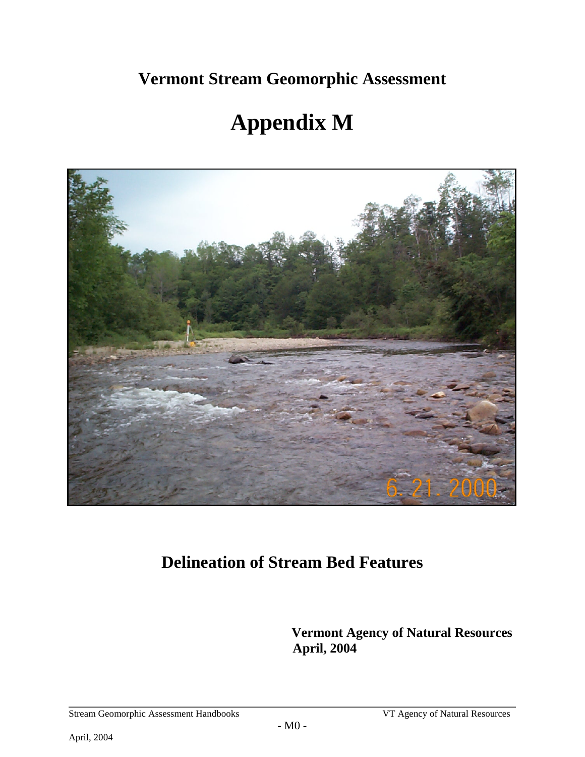# Vermont Stream Geomorphic Assessment

# Appendix M

## Delineation of Stream Bed Features

**Vermont Agency of Natural Resources**
**April, 2004**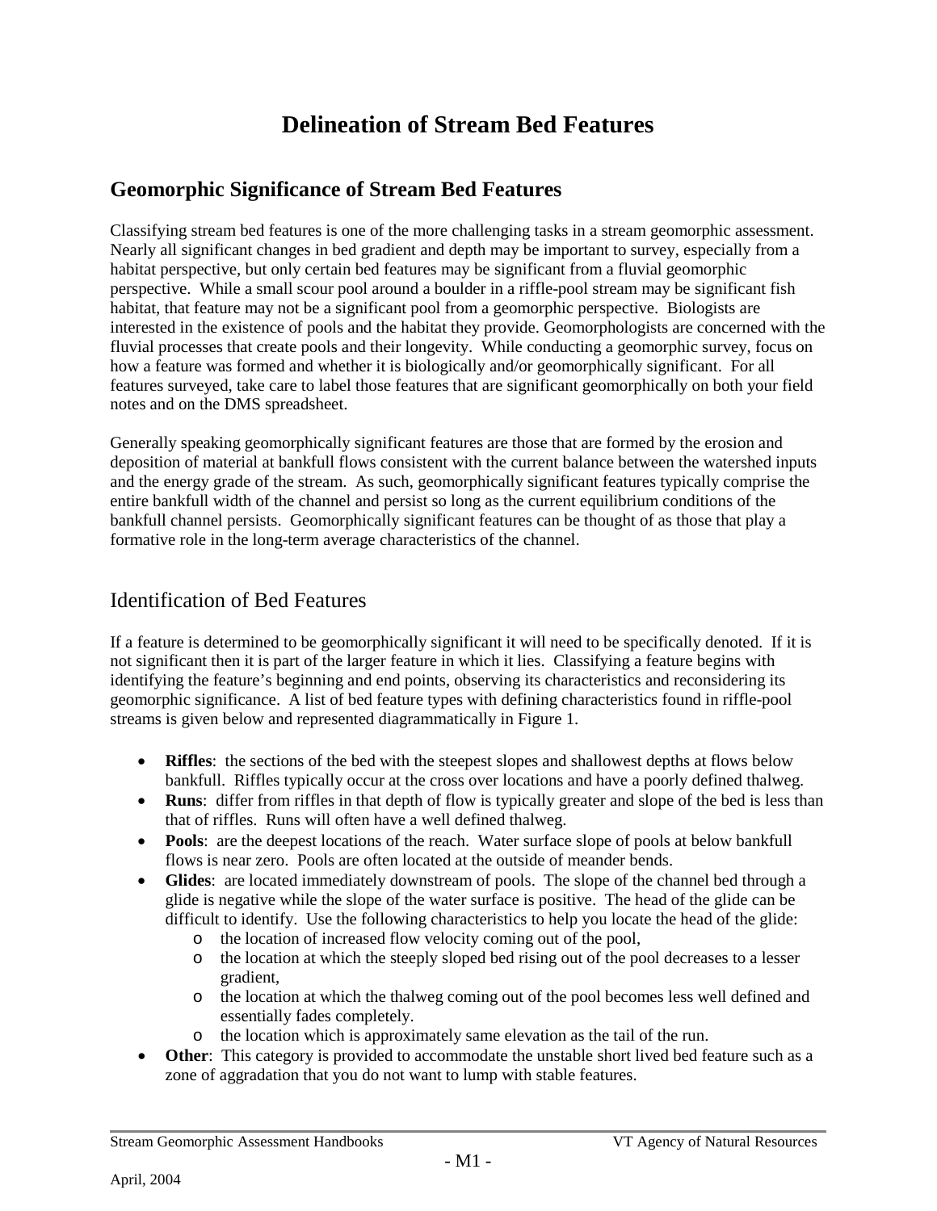# Delineation of Stream Bed Features

## Geomorphic Significance of Stream Bed Features

Classifying stream bed features is one of the more challenging tasks in a stream geomorphic assessment. Nearly all significant changes in bed gradient and depth may be important to survey, especially from a habitat perspective, but only certain bed features may be significant from a fluvial geomorphic perspective. While a small scour pool around a boulder in a riffle-pool stream may be significant fish habitat, that feature may not be a significant pool from a geomorphic perspective. Biologists are interested in the existence of pools and the habitat they provide. Geomorphologists are concerned with the fluvial processes that create pools and their longevity. While conducting a geomorphic survey, focus on how a feature was formed and whether it is biologically and/or geomorphically significant. For all features surveyed, take care to label those features that are significant geomorphically on both your field notes and on the DMS spreadsheet.

Generally speaking geomorphically significant features are those that are formed by the erosion and deposition of material at bankfull flows consistent with the current balance between the watershed inputs and the energy grade of the stream. As such, geomorphically significant features typically comprise the entire bankfull width of the channel and persist so long as the current equilibrium conditions of the bankfull channel persists. Geomorphically significant features can be thought of as those that play a formative role in the long-term average characteristics of the channel.

## Identification of Bed Features

If a feature is determined to be geomorphically significant it will need to be specifically denoted. If it is not significant then it is part of the larger feature in which it lies. Classifying a feature begins with identifying the feature's beginning and end points, observing its characteristics and reconsidering its geomorphic significance. A list of bed feature types with defining characteristics found in riffle-pool streams is given below and represented diagrammatically in Figure 1.

- **Riffles**: the sections of the bed with the steepest slopes and shallowest depths at flows below bankfull. Riffles typically occur at the cross over locations and have a poorly defined thalweg.
- **Runs**: differ from riffles in that depth of flow is typically greater and slope of the bed is less than that of riffles. Runs will often have a well defined thalweg.
- **Pools**: are the deepest locations of the reach. Water surface slope of pools at below bankfull flows is near zero. Pools are often located at the outside of meander bends.
- **Glides**: are located immediately downstream of pools. The slope of the channel bed through a glide is negative while the slope of the water surface is positive. The head of the glide can be difficult to identify. Use the following characteristics to help you locate the head of the glide:
  - the location of increased flow velocity coming out of the pool,
  - the location at which the steeply sloped bed rising out of the pool decreases to a lesser gradient,
  - the location at which the thalweg coming out of the pool becomes less well defined and essentially fades completely.
  - the location which is approximately same elevation as the tail of the run.
- **Other**: This category is provided to accommodate the unstable short lived bed feature such as a zone of aggradation that you do not want to lump with stable features.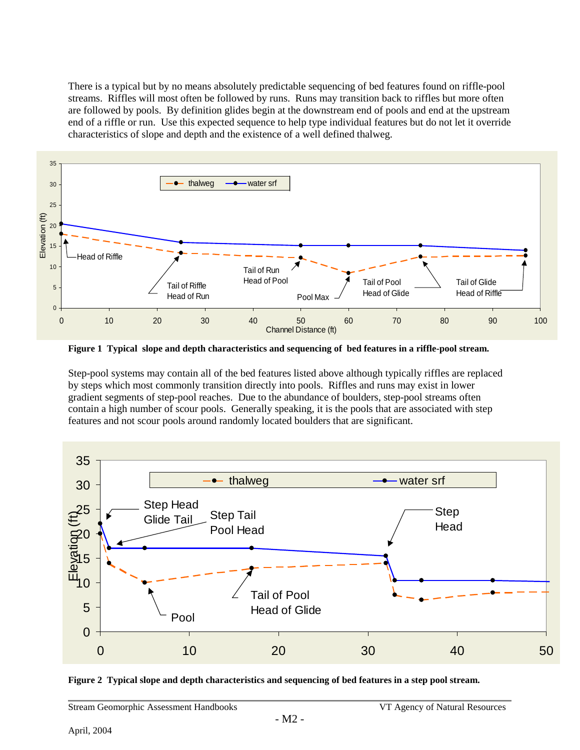There is a typical but by no means absolutely predictable sequencing of bed features found on riffle-pool streams. Riffles will most often be followed by runs. Runs may transition back to riffles but more often are followed by pools. By definition glides begin at the downstream end of pools and end at the upstream end of a riffle or run. Use this expected sequence to help type individual features but do not let it override characteristics of slope and depth and the existence of a well defined thalweg.

**Figure 1 Typical slope and depth characteristics and sequencing of bed features in a riffle-pool stream.**

Step-pool systems may contain all of the bed features listed above although typically riffles are replaced by steps which most commonly transition directly into pools. Riffles and runs may exist in lower gradient segments of step-pool reaches. Due to the abundance of boulders, step-pool streams often contain a high number of scour pools. Generally speaking, it is the pools that are associated with step features and not scour pools around randomly located boulders that are significant.

**Figure 2 Typical slope and depth characteristics and sequencing of bed features in a step pool stream.**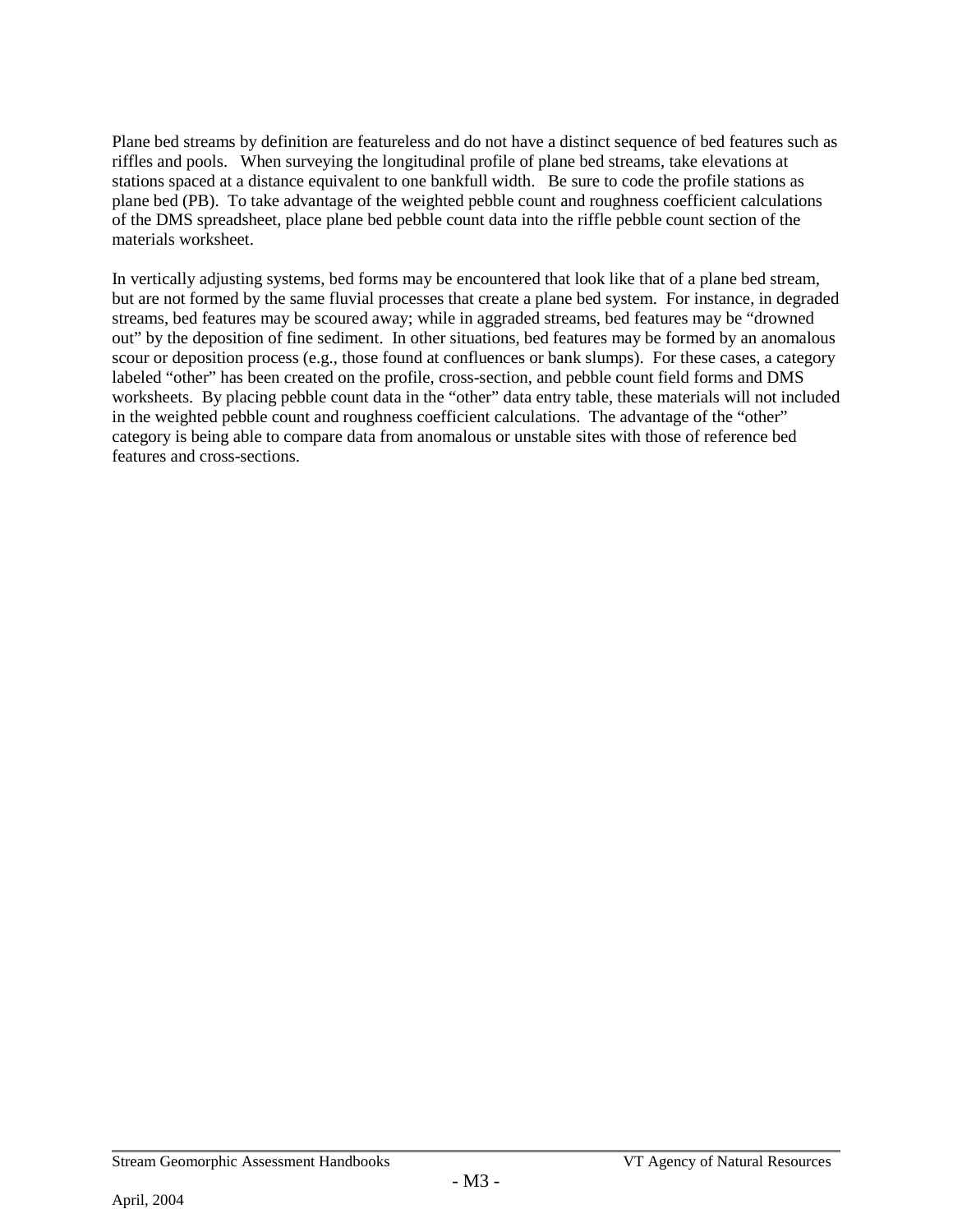Plane bed streams by definition are featureless and do not have a distinct sequence of bed features such as riffles and pools. When surveying the longitudinal profile of plane bed streams, take elevations at stations spaced at a distance equivalent to one bankfull width. Be sure to code the profile stations as plane bed (PB). To take advantage of the weighted pebble count and roughness coefficient calculations of the DMS spreadsheet, place plane bed pebble count data into the riffle pebble count section of the materials worksheet.

In vertically adjusting systems, bed forms may be encountered that look like that of a plane bed stream, but are not formed by the same fluvial processes that create a plane bed system. For instance, in degraded streams, bed features may be scoured away; while in aggraded streams, bed features may be "drowned out" by the deposition of fine sediment. In other situations, bed features may be formed by an anomalous scour or deposition process (e.g., those found at confluences or bank slumps). For these cases, a category labeled "other" has been created on the profile, cross-section, and pebble count field forms and DMS worksheets. By placing pebble count data in the "other" data entry table, these materials will not included in the weighted pebble count and roughness coefficient calculations. The advantage of the "other" category is being able to compare data from anomalous or unstable sites with those of reference bed features and cross-sections.